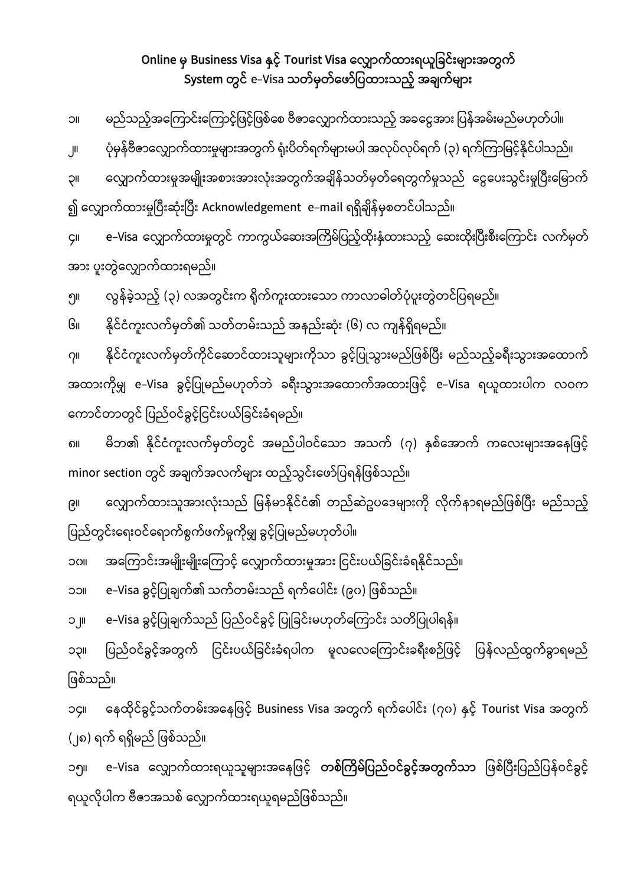**Online မှ Business Visa နှင့် Tourist Visa လျှောက်ထားရယူခြင်းများအတွက် System တွင် e-Visa သတ်မှတ်ဖော်ပြထားသည့် အချက်များ**

၁။ မည်သည့်အကြောင်းကြောင့်ဖြင့်ဖြစ်စေ ဗီဇာလျှောက်ထားသည့် အခငွေအား ပြန်အမ်းမည်မဟုတ်ပါ။

၂။ ပုံမှန်ဗီဇာလျှောက်ထားမှုများအတွက် ရုံးပိတ်ရက်များမပါ အလုပ်လုပ်ရက် (၃) ရက်ကြာမြင့်နိုင်ပါသည်။

၃။ လျှောက်ထားမှုအမျိုးအစားအားလုံးအတွက်အချိန်သတ်မှတ်ရေတွက်မှုသည် ငွေပေးသွင်းမှုပြီးမြောက်၍ လျှောက်ထားမှုပြီးဆုံးပြီး Acknowledgement e-mail ရရှိချိန်မှစတင်ပါသည်။

၄။ e-Visa လျှောက်ထားမှုတွင် ကာကွယ်ဆေးအကြိမ်ပြည့်ထိုးနှံထားသည့် ဆေးထိုးပြီးစီးကြောင်း လက်မှတ်အား ပူးတွဲလျှောက်ထားရမည်။

၅။ လွန်ခဲ့သည့် (၃) လအတွင်းက ရိုက်ကူးထားသော ကာလာဓါတ်ပုံပူးတွဲတင်ပြရမည်။

၆။ နိုင်ငံကူးလက်မှတ်၏ သက်တမ်းသည် အနည်းဆုံး (၆) လ ကျန်ရှိရမည်။

၇။ နိုင်ငံကူးလက်မှတ်ကိုင်ဆောင်ထားသူများကိုသာ ခွင့်ပြုသွားမည်ဖြစ်ပြီး မည်သည့်ခရီးသွားအထောက်အထားကိုမျှ e-Visa ခွင့်ပြုမည်မဟုတ်ဘဲ ခရီးသွားအထောက်အထားဖြင့် e-Visa ရယူထားပါက လဝက ကောင်တာတွင် ပြည်ဝင်ခွင့်ငြင်းပယ်ခြင်းခံရမည်။

၈။ မိဘ၏ နိုင်ငံကူးလက်မှတ်တွင် အမည်ပါဝင်သော အသက် (၇) နှစ်အောက် ကလေးများအနေဖြင့် minor section တွင် အချက်အလက်များ ထည့်သွင်းဖော်ပြရန်ဖြစ်သည်။

၉။ လျှောက်ထားသူအားလုံးသည် မြန်မာနိုင်ငံ၏ တည်ဆဲဥပဒေများကို လိုက်နာရမည်ဖြစ်ပြီး မည်သည့်ပြည်တွင်းရေးဝင်ရောက်စွက်ဖက်မှုကိုမျှ ခွင့်ပြုမည်မဟုတ်ပါ။

၁၀။ အကြောင်းအမျိုးမျိုးကြောင့် လျှောက်ထားမှုအား ငြင်းပယ်ခြင်းခံရနိုင်သည်။

၁၁။ e-Visa ခွင့်ပြုချက်၏ သက်တမ်းသည် ရက်ပေါင်း (၉၀) ဖြစ်သည်။

၁၂။ e-Visa ခွင့်ပြုချက်သည် ပြည်ဝင်ခွင့် ပြုခြင်းမဟုတ်ကြောင်း သတိပြုပါရန်။

၁၃။ ပြည်ဝင်ခွင့်အတွက် ငြင်းပယ်ခြင်းခံရပါက မူလလေကြောင်းခရီးစဉ်ဖြင့် ပြန်လည်ထွက်ခွာရမည်ဖြစ်သည်။

၁၄။ နေထိုင်ခွင့်သက်တမ်းအနေဖြင့် Business Visa အတွက် ရက်ပေါင်း (၇၀) နှင့် Tourist Visa အတွက် (၂၈) ရက် ရရှိမည် ဖြစ်သည်။

၁၅။ e-Visa လျှောက်ထားရယူသူများအနေဖြင့် **တစ်ကြိမ်ပြည်ဝင်ခွင့်အတွက်သာ** ဖြစ်ပြီးပြည်ပြန်ဝင်ခွင့်ရယူလိုပါက ဗီဇာအသစ် လျှောက်ထားရယူရမည်ဖြစ်သည်။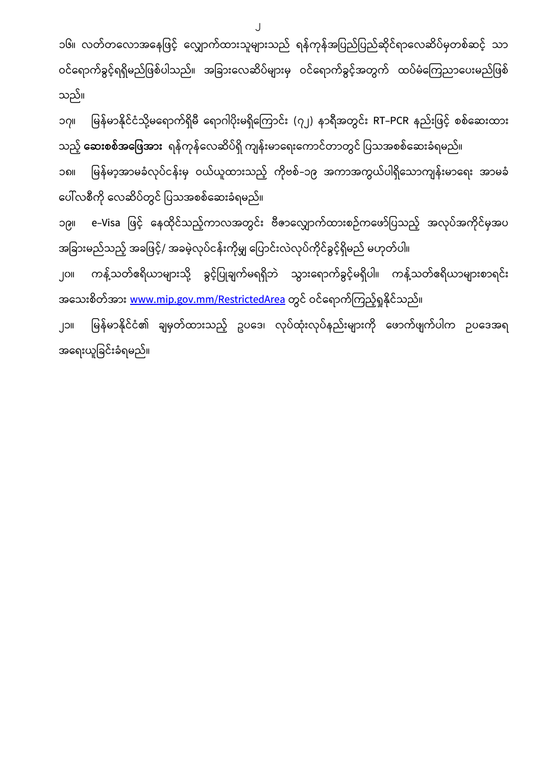၁၆။ လတ်တလောအနေဖြင့် လျှောက်ထားသူများသည် ရန်ကုန်အပြည်ပြည်ဆိုင်ရာလေဆိပ်မှတစ်ဆင့် သာဝင်ရောက်ခွင့်ရရှိမည်ဖြစ်ပါသည်။ အခြားလေဆိပ်များမှ ဝင်ရောက်ခွင့်အတွက် ထပ်မံကြေညာပေးမည်ဖြစ်သည်။

၁၇။ မြန်မာနိုင်ငံသို့မရောက်ရှိမီ ရောဂါပိုးမရှိကြောင်း (၇၂) နာရီအတွင်း RT-PCR နည်းဖြင့် စစ်ဆေးထားသည့် **ဆေးစစ်အဖြေအား** ရန်ကုန်လေဆိပ်ရှိ ကျန်းမာရေးကောင်တာတွင် ပြသအစစ်ဆေးခံရမည်။

၁၈။ မြန်မာ့အာမခံလုပ်ငန်းမှ ဝယ်ယူထားသည့် ကိုဗစ်-၁၉ အကာအကွယ်ပါရှိသောကျန်းမာရေး အာမခံပေါ်လစီကို လေဆိပ်တွင် ပြသအစစ်ဆေးခံရမည်။

၁၉။ e-Visa ဖြင့် နေထိုင်သည့်ကာလအတွင်း ဗီဇာလျှောက်ထားစဉ်ကဖော်ပြသည့် အလုပ်အကိုင်မှအပ အခြားမည်သည့် အခဖြင့်/ အခမဲ့လုပ်ငန်းကိုမျှ ပြောင်းလဲလုပ်ကိုင်ခွင့်ရှိမည် မဟုတ်ပါ။

၂၀။ ကန့်သတ်ဧရိယာများသို့ ခွင့်ပြုချက်မရရှိဘဲ သွားရောက်ခွင့်မရှိပါ။ ကန့်သတ်ဧရိယာများစာရင်းအသေးစိတ်အား www.mip.gov.mm/RestrictedArea တွင် ဝင်ရောက်ကြည့်ရှုနိုင်သည်။

၂၁။ မြန်မာနိုင်ငံ၏ ချမှတ်ထားသည့် ဥပဒေ၊ လုပ်ထုံးလုပ်နည်းများကို ဖောက်ဖျက်ပါက ဥပဒေအရ အရေးယူခြင်းခံရမည်။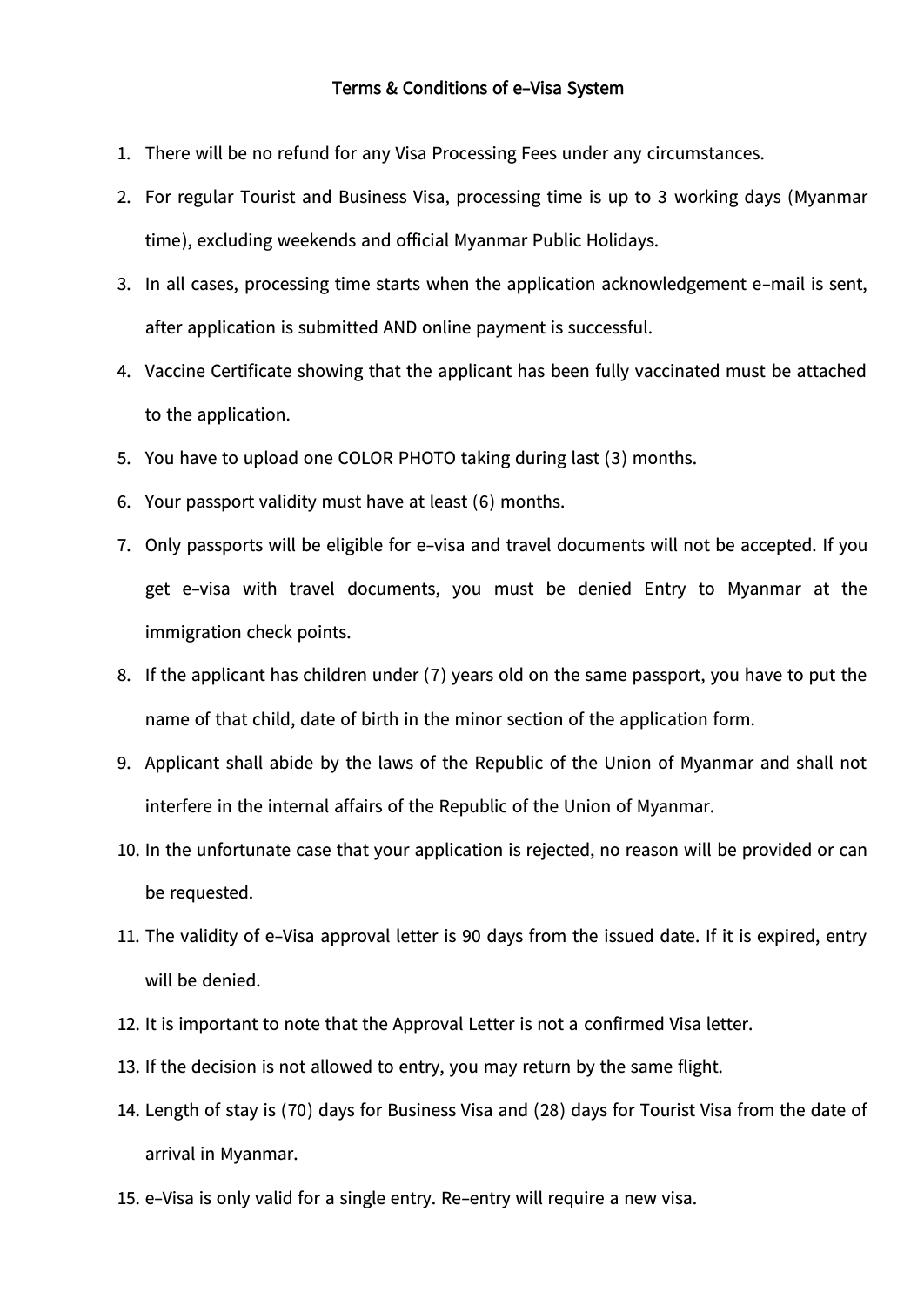# Terms & Conditions of e-Visa System

1. There will be no refund for any Visa Processing Fees under any circumstances.
2. For regular Tourist and Business Visa, processing time is up to 3 working days (Myanmar time), excluding weekends and official Myanmar Public Holidays.
3. In all cases, processing time starts when the application acknowledgement e-mail is sent, after application is submitted AND online payment is successful.
4. Vaccine Certificate showing that the applicant has been fully vaccinated must be attached to the application.
5. You have to upload one COLOR PHOTO taking during last (3) months.
6. Your passport validity must have at least (6) months.
7. Only passports will be eligible for e-visa and travel documents will not be accepted. If you get e-visa with travel documents, you must be denied Entry to Myanmar at the immigration check points.
8. If the applicant has children under (7) years old on the same passport, you have to put the name of that child, date of birth in the minor section of the application form.
9. Applicant shall abide by the laws of the Republic of the Union of Myanmar and shall not interfere in the internal affairs of the Republic of the Union of Myanmar.
10. In the unfortunate case that your application is rejected, no reason will be provided or can be requested.
11. The validity of e-Visa approval letter is 90 days from the issued date. If it is expired, entry will be denied.
12. It is important to note that the Approval Letter is not a confirmed Visa letter.
13. If the decision is not allowed to entry, you may return by the same flight.
14. Length of stay is (70) days for Business Visa and (28) days for Tourist Visa from the date of arrival in Myanmar.
15. e-Visa is only valid for a single entry. Re-entry will require a new visa.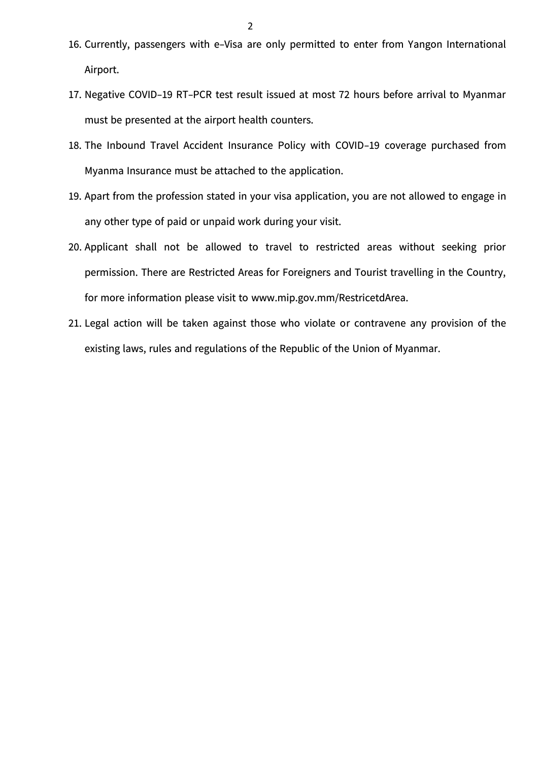16. Currently, passengers with e–Visa are only permitted to enter from Yangon International Airport.
17. Negative COVID–19 RT–PCR test result issued at most 72 hours before arrival to Myanmar must be presented at the airport health counters.
18. The Inbound Travel Accident Insurance Policy with COVID–19 coverage purchased from Myanma Insurance must be attached to the application.
19. Apart from the profession stated in your visa application, you are not allowed to engage in any other type of paid or unpaid work during your visit.
20. Applicant shall not be allowed to travel to restricted areas without seeking prior permission. There are Restricted Areas for Foreigners and Tourist travelling in the Country, for more information please visit to www.mip.gov.mm/RestricetdArea.
21. Legal action will be taken against those who violate or contravene any provision of the existing laws, rules and regulations of the Republic of the Union of Myanmar.